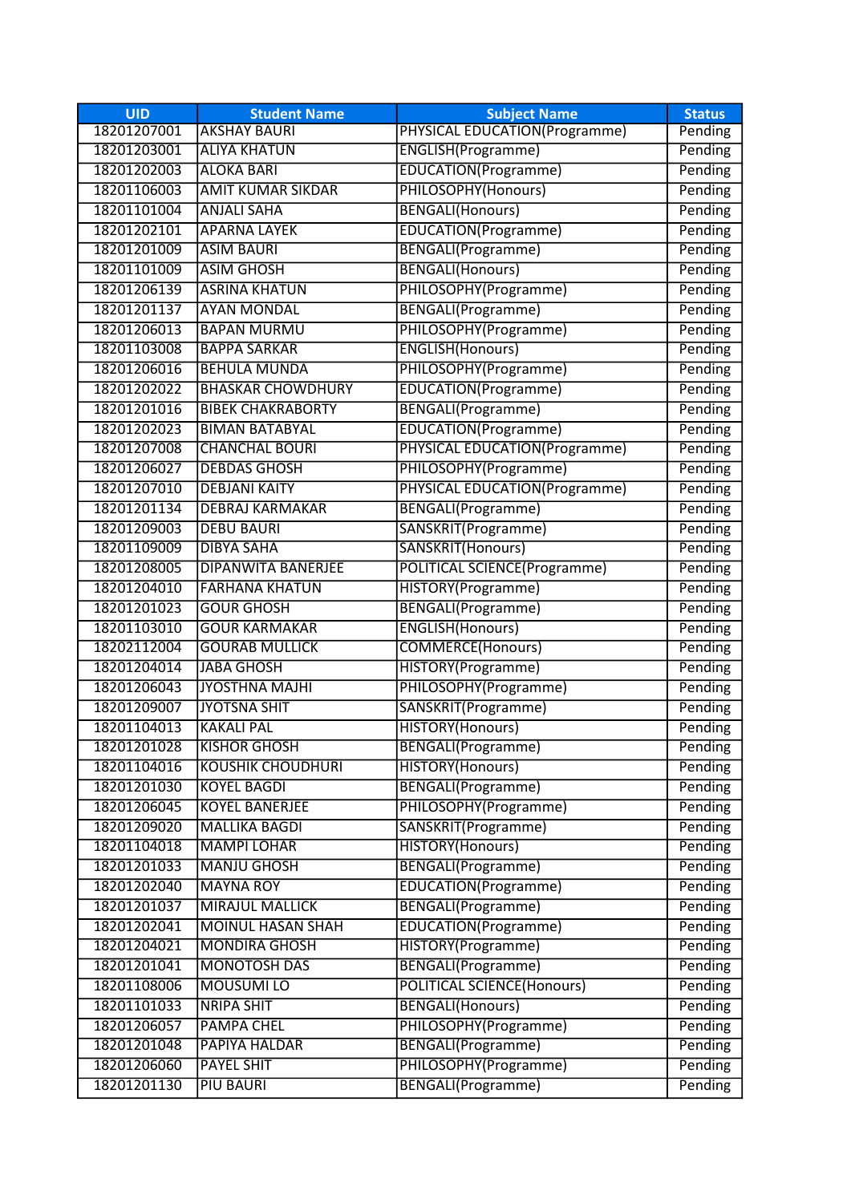| UID | Student Name | Subject Name | Status |
|---|---|---|---|
| 18201207001 | AKSHAY BAURI | PHYSICAL EDUCATION(Programme) | Pending |
| 18201203001 | ALIYA KHATUN | ENGLISH(Programme) | Pending |
| 18201202003 | ALOKA BARI | EDUCATION(Programme) | Pending |
| 18201106003 | AMIT KUMAR SIKDAR | PHILOSOPHY(Honours) | Pending |
| 18201101004 | ANJALI SAHA | BENGALI(Honours) | Pending |
| 18201202101 | APARNA LAYEK | EDUCATION(Programme) | Pending |
| 18201201009 | ASIM BAURI | BENGALI(Programme) | Pending |
| 18201101009 | ASIM GHOSH | BENGALI(Honours) | Pending |
| 18201206139 | ASRINA KHATUN | PHILOSOPHY(Programme) | Pending |
| 18201201137 | AYAN MONDAL | BENGALI(Programme) | Pending |
| 18201206013 | BAPAN MURMU | PHILOSOPHY(Programme) | Pending |
| 18201103008 | BAPPA SARKAR | ENGLISH(Honours) | Pending |
| 18201206016 | BEHULA MUNDA | PHILOSOPHY(Programme) | Pending |
| 18201202022 | BHASKAR CHOWDHURY | EDUCATION(Programme) | Pending |
| 18201201016 | BIBEK CHAKRABORTY | BENGALI(Programme) | Pending |
| 18201202023 | BIMAN BATABYAL | EDUCATION(Programme) | Pending |
| 18201207008 | CHANCHAL BOURI | PHYSICAL EDUCATION(Programme) | Pending |
| 18201206027 | DEBDAS GHOSH | PHILOSOPHY(Programme) | Pending |
| 18201207010 | DEBJANI KAITY | PHYSICAL EDUCATION(Programme) | Pending |
| 18201201134 | DEBRAJ KARMAKAR | BENGALI(Programme) | Pending |
| 18201209003 | DEBU BAURI | SANSKRIT(Programme) | Pending |
| 18201109009 | DIBYA SAHA | SANSKRIT(Honours) | Pending |
| 18201208005 | DIPANWITA BANERJEE | POLITICAL SCIENCE(Programme) | Pending |
| 18201204010 | FARHANA KHATUN | HISTORY(Programme) | Pending |
| 18201201023 | GOUR GHOSH | BENGALI(Programme) | Pending |
| 18201103010 | GOUR KARMAKAR | ENGLISH(Honours) | Pending |
| 18202112004 | GOURAB MULLICK | COMMERCE(Honours) | Pending |
| 18201204014 | JABA GHOSH | HISTORY(Programme) | Pending |
| 18201206043 | JYOSTHNA MAJHI | PHILOSOPHY(Programme) | Pending |
| 18201209007 | JYOTSNA SHIT | SANSKRIT(Programme) | Pending |
| 18201104013 | KAKALI PAL | HISTORY(Honours) | Pending |
| 18201201028 | KISHOR GHOSH | BENGALI(Programme) | Pending |
| 18201104016 | KOUSHIK CHOUDHURI | HISTORY(Honours) | Pending |
| 18201201030 | KOYEL BAGDI | BENGALI(Programme) | Pending |
| 18201206045 | KOYEL BANERJEE | PHILOSOPHY(Programme) | Pending |
| 18201209020 | MALLIKA BAGDI | SANSKRIT(Programme) | Pending |
| 18201104018 | MAMPI LOHAR | HISTORY(Honours) | Pending |
| 18201201033 | MANJU GHOSH | BENGALI(Programme) | Pending |
| 18201202040 | MAYNA ROY | EDUCATION(Programme) | Pending |
| 18201201037 | MIRAJUL MALLICK | BENGALI(Programme) | Pending |
| 18201202041 | MOINUL HASAN SHAH | EDUCATION(Programme) | Pending |
| 18201204021 | MONDIRA GHOSH | HISTORY(Programme) | Pending |
| 18201201041 | MONOTOSH DAS | BENGALI(Programme) | Pending |
| 18201108006 | MOUSUMI LO | POLITICAL SCIENCE(Honours) | Pending |
| 18201101033 | NRIPA SHIT | BENGALI(Honours) | Pending |
| 18201206057 | PAMPA CHEL | PHILOSOPHY(Programme) | Pending |
| 18201201048 | PAPIYA HALDAR | BENGALI(Programme) | Pending |
| 18201206060 | PAYEL SHIT | PHILOSOPHY(Programme) | Pending |
| 18201201130 | PIU BAURI | BENGALI(Programme) | Pending |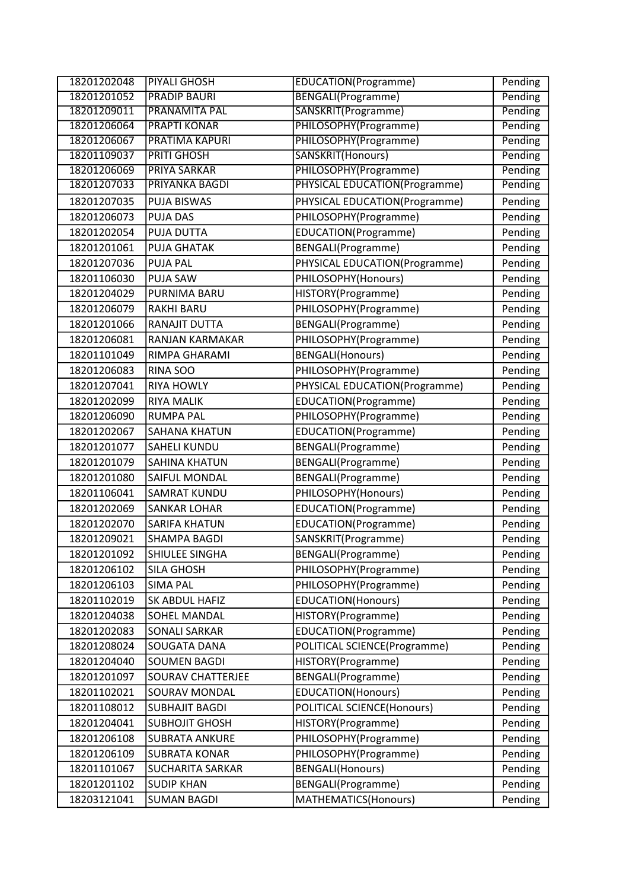| | | | |
|---|---|---|---|
| 18201202048 | PIYALI GHOSH | EDUCATION(Programme) | Pending |
| 18201201052 | PRADIP BAURI | BENGALI(Programme) | Pending |
| 18201209011 | PRANAMITA PAL | SANSKRIT(Programme) | Pending |
| 18201206064 | PRAPTI KONAR | PHILOSOPHY(Programme) | Pending |
| 18201206067 | PRATIMA KAPURI | PHILOSOPHY(Programme) | Pending |
| 18201109037 | PRITI GHOSH | SANSKRIT(Honours) | Pending |
| 18201206069 | PRIYA SARKAR | PHILOSOPHY(Programme) | Pending |
| 18201207033 | PRIYANKA BAGDI | PHYSICAL EDUCATION(Programme) | Pending |
| 18201207035 | PUJA BISWAS | PHYSICAL EDUCATION(Programme) | Pending |
| 18201206073 | PUJA DAS | PHILOSOPHY(Programme) | Pending |
| 18201202054 | PUJA DUTTA | EDUCATION(Programme) | Pending |
| 18201201061 | PUJA GHATAK | BENGALI(Programme) | Pending |
| 18201207036 | PUJA PAL | PHYSICAL EDUCATION(Programme) | Pending |
| 18201106030 | PUJA SAW | PHILOSOPHY(Honours) | Pending |
| 18201204029 | PURNIMA BARU | HISTORY(Programme) | Pending |
| 18201206079 | RAKHI BARU | PHILOSOPHY(Programme) | Pending |
| 18201201066 | RANAJIT DUTTA | BENGALI(Programme) | Pending |
| 18201206081 | RANJAN KARMAKAR | PHILOSOPHY(Programme) | Pending |
| 18201101049 | RIMPA GHARAMI | BENGALI(Honours) | Pending |
| 18201206083 | RINA SOO | PHILOSOPHY(Programme) | Pending |
| 18201207041 | RIYA HOWLY | PHYSICAL EDUCATION(Programme) | Pending |
| 18201202099 | RIYA MALIK | EDUCATION(Programme) | Pending |
| 18201206090 | RUMPA PAL | PHILOSOPHY(Programme) | Pending |
| 18201202067 | SAHANA KHATUN | EDUCATION(Programme) | Pending |
| 18201201077 | SAHELI KUNDU | BENGALI(Programme) | Pending |
| 18201201079 | SAHINA KHATUN | BENGALI(Programme) | Pending |
| 18201201080 | SAIFUL MONDAL | BENGALI(Programme) | Pending |
| 18201106041 | SAMRAT KUNDU | PHILOSOPHY(Honours) | Pending |
| 18201202069 | SANKAR LOHAR | EDUCATION(Programme) | Pending |
| 18201202070 | SARIFA KHATUN | EDUCATION(Programme) | Pending |
| 18201209021 | SHAMPA BAGDI | SANSKRIT(Programme) | Pending |
| 18201201092 | SHIULEE SINGHA | BENGALI(Programme) | Pending |
| 18201206102 | SILA GHOSH | PHILOSOPHY(Programme) | Pending |
| 18201206103 | SIMA PAL | PHILOSOPHY(Programme) | Pending |
| 18201102019 | SK ABDUL HAFIZ | EDUCATION(Honours) | Pending |
| 18201204038 | SOHEL MANDAL | HISTORY(Programme) | Pending |
| 18201202083 | SONALI SARKAR | EDUCATION(Programme) | Pending |
| 18201208024 | SOUGATA DANA | POLITICAL SCIENCE(Programme) | Pending |
| 18201204040 | SOUMEN BAGDI | HISTORY(Programme) | Pending |
| 18201201097 | SOURAV CHATTERJEE | BENGALI(Programme) | Pending |
| 18201102021 | SOURAV MONDAL | EDUCATION(Honours) | Pending |
| 18201108012 | SUBHAJIT BAGDI | POLITICAL SCIENCE(Honours) | Pending |
| 18201204041 | SUBHOJIT GHOSH | HISTORY(Programme) | Pending |
| 18201206108 | SUBRATA ANKURE | PHILOSOPHY(Programme) | Pending |
| 18201206109 | SUBRATA KONAR | PHILOSOPHY(Programme) | Pending |
| 18201101067 | SUCHARITA SARKAR | BENGALI(Honours) | Pending |
| 18201201102 | SUDIP KHAN | BENGALI(Programme) | Pending |
| 18203121041 | SUMAN BAGDI | MATHEMATICS(Honours) | Pending |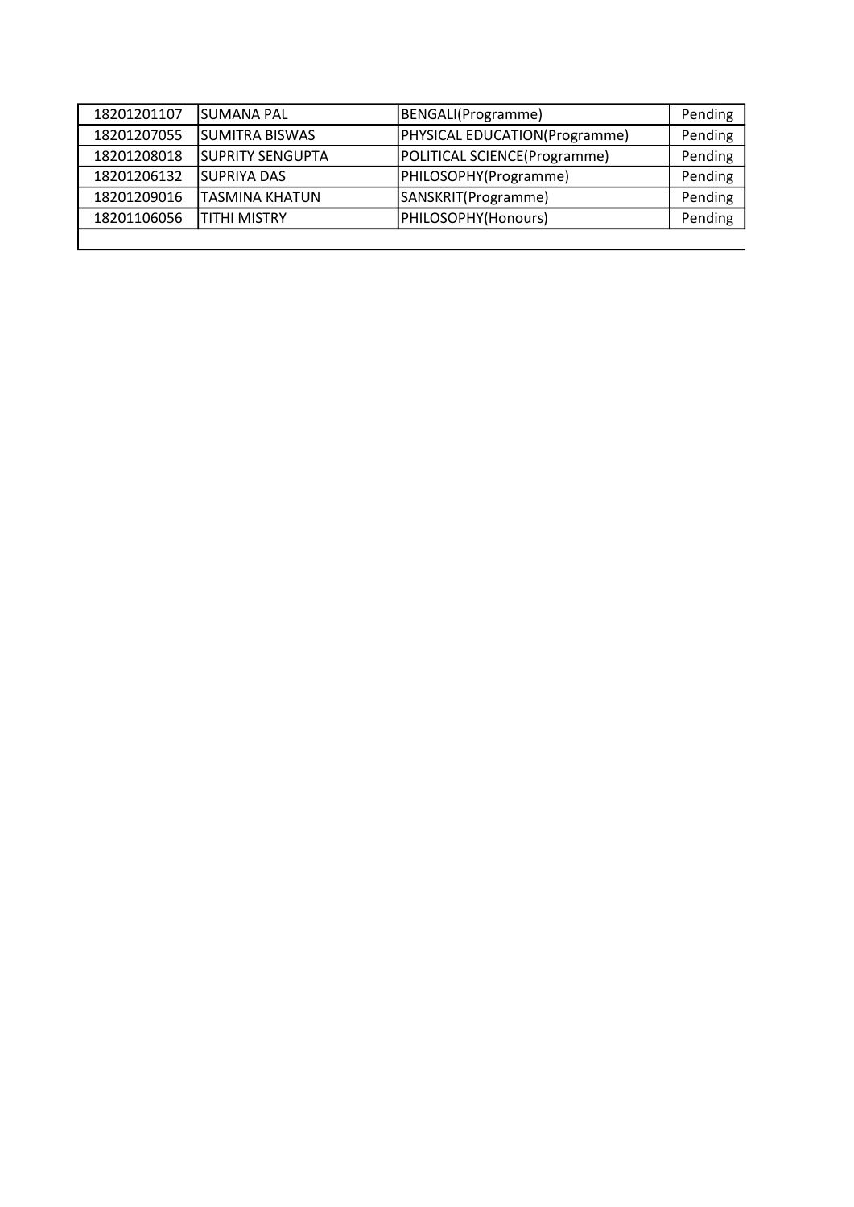| | | | |
|---|---|---|---|
| 18201201107 | SUMANA PAL | BENGALI(Programme) | Pending |
| 18201207055 | SUMITRA BISWAS | PHYSICAL EDUCATION(Programme) | Pending |
| 18201208018 | SUPRITY SENGUPTA | POLITICAL SCIENCE(Programme) | Pending |
| 18201206132 | SUPRIYA DAS | PHILOSOPHY(Programme) | Pending |
| 18201209016 | TASMINA KHATUN | SANSKRIT(Programme) | Pending |
| 18201106056 | TITHI MISTRY | PHILOSOPHY(Honours) | Pending |